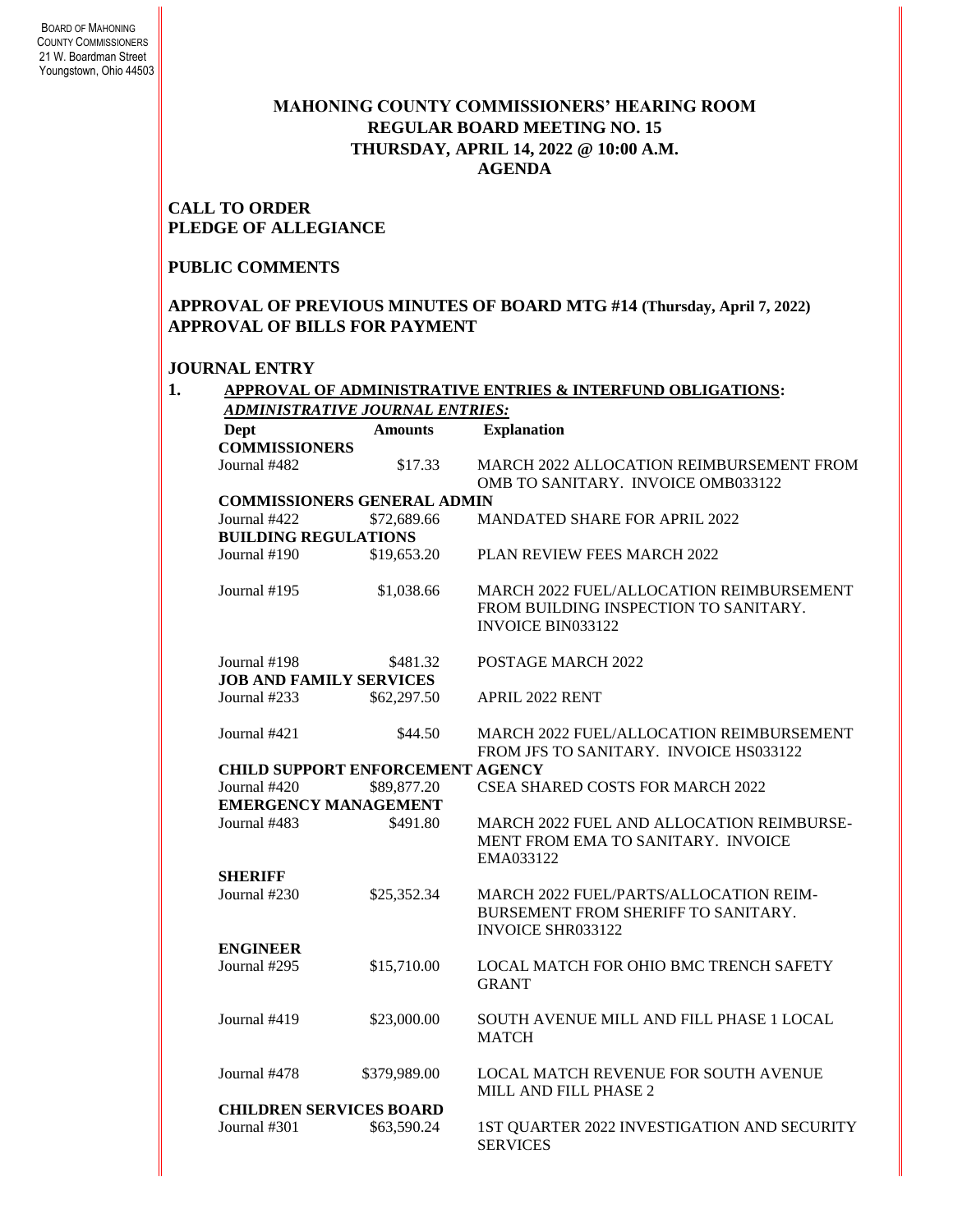BOARD OF MAHONING COUNTY COMMISSIONERS
21 W. Boardman Street
Youngstown, Ohio 44503

# MAHONING COUNTY COMMISSIONERS' HEARING ROOM
## REGULAR BOARD MEETING NO. 15
## THURSDAY, APRIL 14, 2022 @ 10:00 A.M.
## AGENDA

**CALL TO ORDER**
**PLEDGE OF ALLEGIANCE**

**PUBLIC COMMENTS**

**APPROVAL OF PREVIOUS MINUTES OF BOARD MTG #14 (Thursday, April 7, 2022)**
**APPROVAL OF BILLS FOR PAYMENT**

**JOURNAL ENTRY**

**1. APPROVAL OF ADMINISTRATIVE ENTRIES & INTERFUND OBLIGATIONS:**

***ADMINISTRATIVE JOURNAL ENTRIES:***

| Dept | Amounts | Explanation |
|---|---|---|
| **COMMISSIONERS** | | |
| Journal #482 | $17.33 | MARCH 2022 ALLOCATION REIMBURSEMENT FROM OMB TO SANITARY. INVOICE OMB033122 |
| **COMMISSIONERS GENERAL ADMIN** | | |
| Journal #422 | $72,689.66 | MANDATED SHARE FOR APRIL 2022 |
| **BUILDING REGULATIONS** | | |
| Journal #190 | $19,653.20 | PLAN REVIEW FEES MARCH 2022 |
| Journal #195 | $1,038.66 | MARCH 2022 FUEL/ALLOCATION REIMBURSEMENT FROM BUILDING INSPECTION TO SANITARY. INVOICE BIN033122 |
| Journal #198 | $481.32 | POSTAGE MARCH 2022 |
| **JOB AND FAMILY SERVICES** | | |
| Journal #233 | $62,297.50 | APRIL 2022 RENT |
| Journal #421 | $44.50 | MARCH 2022 FUEL/ALLOCATION REIMBURSEMENT FROM JFS TO SANITARY. INVOICE HS033122 |
| **CHILD SUPPORT ENFORCEMENT AGENCY** | | |
| Journal #420 | $89,877.20 | CSEA SHARED COSTS FOR MARCH 2022 |
| **EMERGENCY MANAGEMENT** | | |
| Journal #483 | $491.80 | MARCH 2022 FUEL AND ALLOCATION REIMBURSEMENT FROM EMA TO SANITARY. INVOICE EMA033122 |
| **SHERIFF** | | |
| Journal #230 | $25,352.34 | MARCH 2022 FUEL/PARTS/ALLOCATION REIMBURSEMENT FROM SHERIFF TO SANITARY. INVOICE SHR033122 |
| **ENGINEER** | | |
| Journal #295 | $15,710.00 | LOCAL MATCH FOR OHIO BMC TRENCH SAFETY GRANT |
| Journal #419 | $23,000.00 | SOUTH AVENUE MILL AND FILL PHASE 1 LOCAL MATCH |
| Journal #478 | $379,989.00 | LOCAL MATCH REVENUE FOR SOUTH AVENUE MILL AND FILL PHASE 2 |
| **CHILDREN SERVICES BOARD** | | |
| Journal #301 | $63,590.24 | 1ST QUARTER 2022 INVESTIGATION AND SECURITY SERVICES |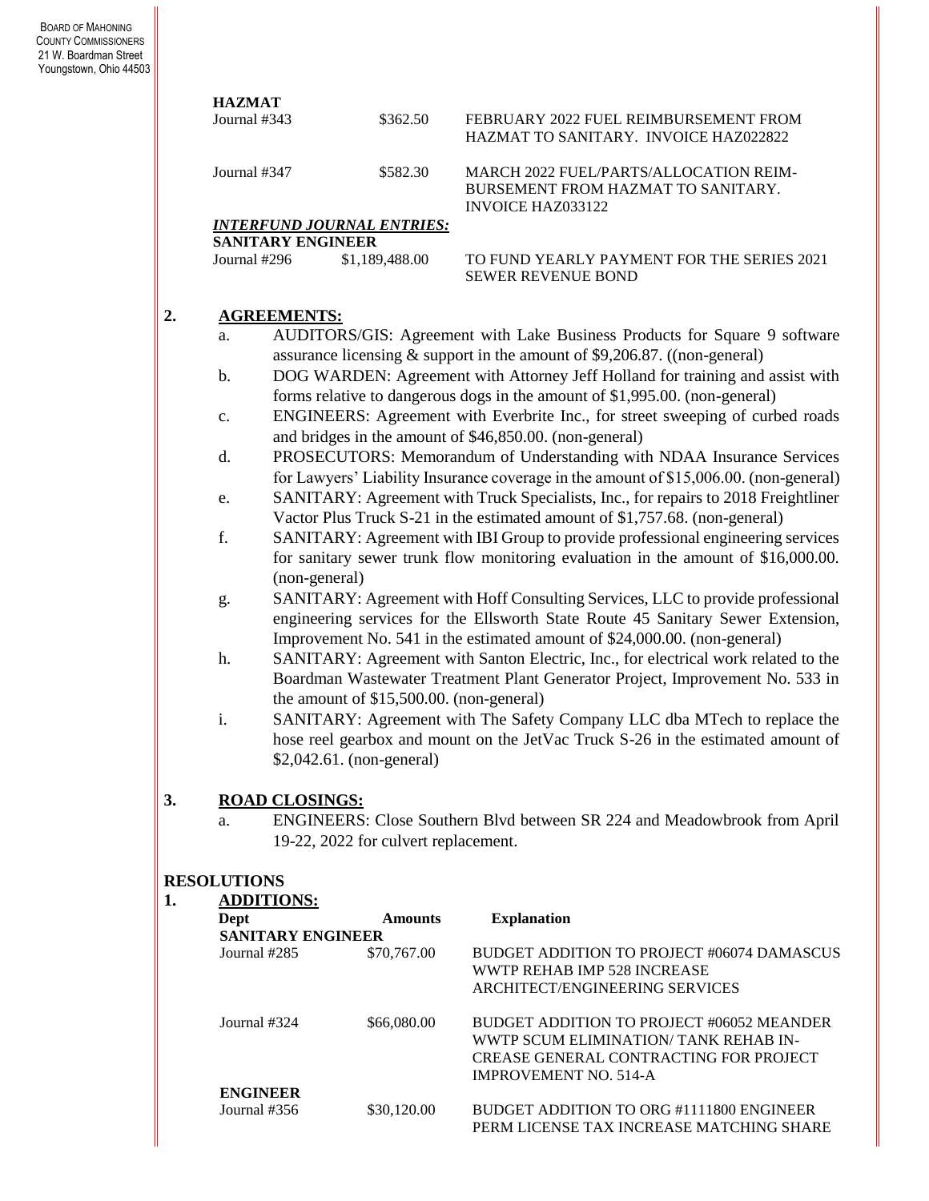**HAZMAT**

| | | |
|---|---|---|
| Journal #343 | \$362.50 | FEBRUARY 2022 FUEL REIMBURSEMENT FROM HAZMAT TO SANITARY. INVOICE HAZ022822 |
| Journal #347 | \$582.30 | MARCH 2022 FUEL/PARTS/ALLOCATION REIMBURSEMENT FROM HAZMAT TO SANITARY. INVOICE HAZ033122 |

***INTERFUND JOURNAL ENTRIES:***

**SANITARY ENGINEER**

| | | |
|---|---|---|
| Journal #296 | \$1,189,488.00 | TO FUND YEARLY PAYMENT FOR THE SERIES 2021 SEWER REVENUE BOND |

**2. AGREEMENTS:**

a. AUDITORS/GIS: Agreement with Lake Business Products for Square 9 software assurance licensing & support in the amount of \$9,206.87. ((non-general)

b. DOG WARDEN: Agreement with Attorney Jeff Holland for training and assist with forms relative to dangerous dogs in the amount of \$1,995.00. (non-general)

c. ENGINEERS: Agreement with Everbrite Inc., for street sweeping of curbed roads and bridges in the amount of \$46,850.00. (non-general)

d. PROSECUTORS: Memorandum of Understanding with NDAA Insurance Services for Lawyers' Liability Insurance coverage in the amount of \$15,006.00. (non-general)

e. SANITARY: Agreement with Truck Specialists, Inc., for repairs to 2018 Freightliner Vactor Plus Truck S-21 in the estimated amount of \$1,757.68. (non-general)

f. SANITARY: Agreement with IBI Group to provide professional engineering services for sanitary sewer trunk flow monitoring evaluation in the amount of \$16,000.00. (non-general)

g. SANITARY: Agreement with Hoff Consulting Services, LLC to provide professional engineering services for the Ellsworth State Route 45 Sanitary Sewer Extension, Improvement No. 541 in the estimated amount of \$24,000.00. (non-general)

h. SANITARY: Agreement with Santon Electric, Inc., for electrical work related to the Boardman Wastewater Treatment Plant Generator Project, Improvement No. 533 in the amount of \$15,500.00. (non-general)

i. SANITARY: Agreement with The Safety Company LLC dba MTech to replace the hose reel gearbox and mount on the JetVac Truck S-26 in the estimated amount of \$2,042.61. (non-general)

**3. ROAD CLOSINGS:**

a. ENGINEERS: Close Southern Blvd between SR 224 and Meadowbrook from April 19-22, 2022 for culvert replacement.

**RESOLUTIONS**

**1. ADDITIONS:**

| Dept | Amounts | Explanation |
|---|---|---|
| **SANITARY ENGINEER** | | |
| Journal #285 | \$70,767.00 | BUDGET ADDITION TO PROJECT #06074 DAMASCUS WWTP REHAB IMP 528 INCREASE ARCHITECT/ENGINEERING SERVICES |
| Journal #324 | \$66,080.00 | BUDGET ADDITION TO PROJECT #06052 MEANDER WWTP SCUM ELIMINATION/ TANK REHAB INCREASE GENERAL CONTRACTING FOR PROJECT IMPROVEMENT NO. 514-A |
| **ENGINEER** | | |
| Journal #356 | \$30,120.00 | BUDGET ADDITION TO ORG #1111800 ENGINEER PERM LICENSE TAX INCREASE MATCHING SHARE |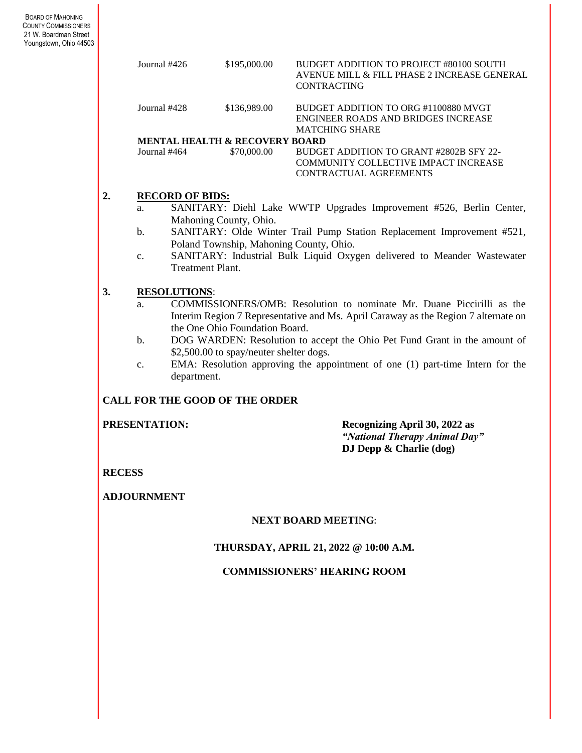| | | |
|---|---|---|
| Journal #426 | $195,000.00 | BUDGET ADDITION TO PROJECT #80100 SOUTH AVENUE MILL & FILL PHASE 2 INCREASE GENERAL CONTRACTING |
| Journal #428 | $136,989.00 | BUDGET ADDITION TO ORG #1100880 MVGT ENGINEER ROADS AND BRIDGES INCREASE MATCHING SHARE |

**MENTAL HEALTH & RECOVERY BOARD**

| | | |
|---|---|---|
| Journal #464 | $70,000.00 | BUDGET ADDITION TO GRANT #2802B SFY 22-COMMUNITY COLLECTIVE IMPACT INCREASE CONTRACTUAL AGREEMENTS |

2. **RECORD OF BIDS:**
   a. SANITARY: Diehl Lake WWTP Upgrades Improvement #526, Berlin Center, Mahoning County, Ohio.
   b. SANITARY: Olde Winter Trail Pump Station Replacement Improvement #521, Poland Township, Mahoning County, Ohio.
   c. SANITARY: Industrial Bulk Liquid Oxygen delivered to Meander Wastewater Treatment Plant.

3. **RESOLUTIONS**:
   a. COMMISSIONERS/OMB: Resolution to nominate Mr. Duane Piccirilli as the Interim Region 7 Representative and Ms. April Caraway as the Region 7 alternate on the One Ohio Foundation Board.
   b. DOG WARDEN: Resolution to accept the Ohio Pet Fund Grant in the amount of $2,500.00 to spay/neuter shelter dogs.
   c. EMA: Resolution approving the appointment of one (1) part-time Intern for the department.

**CALL FOR THE GOOD OF THE ORDER**

**PRESENTATION:** **Recognizing April 30, 2022 as** ***"National Therapy Animal Day"*** **DJ Depp & Charlie (dog)**

**RECESS**

**ADJOURNMENT**

**NEXT BOARD MEETING**:

**THURSDAY, APRIL 21, 2022 @ 10:00 A.M.**

**COMMISSIONERS' HEARING ROOM**